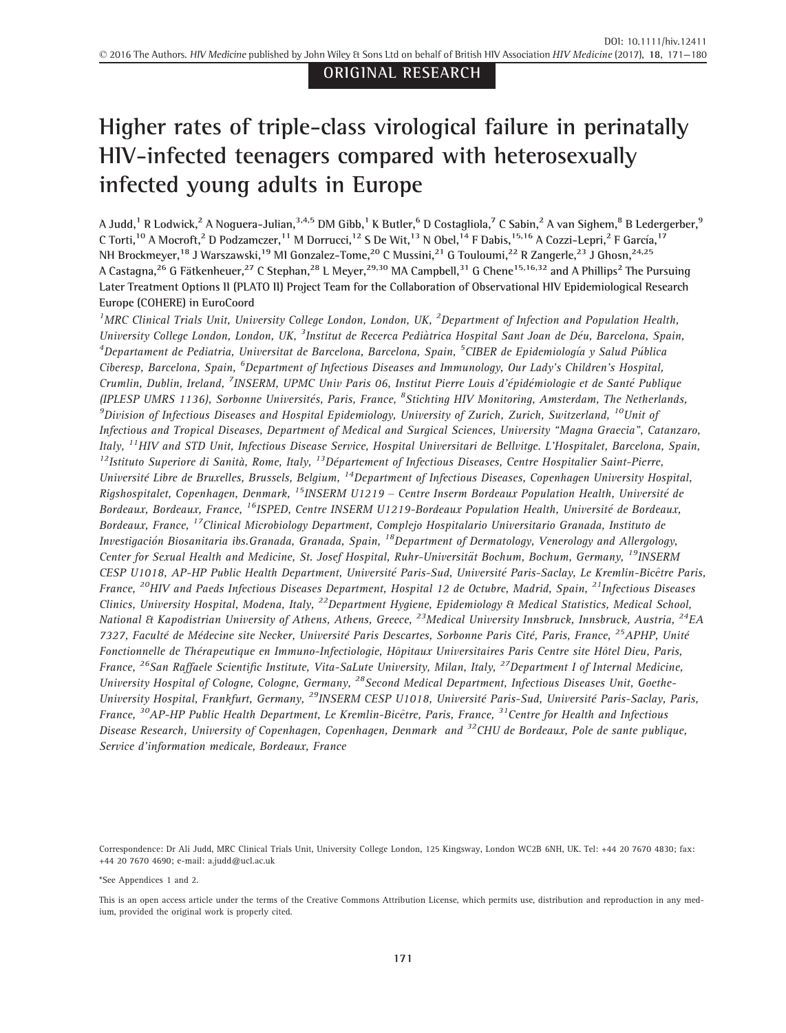ORIGINAL RESEARCH

# Higher rates of triple-class virological failure in perinatally HIV-infected teenagers compared with heterosexually infected young adults in Europe

A Judd,[1] R Lodwick,[2] A Noguera-Julian,[3,4,5] DM Gibb,[1] K Butler,[6] D Costagliola,[7] C Sabin,[2] A van Sighem,[8] B Ledergerber,[9] C Torti,[10] A Mocroft,[2] D Podzamczer,[11] M Dorrucci,[12] S De Wit,[13] N Obel,[14] F Dabis,[15,16] A Cozzi-Lepri,[2] F García,[17] NH Brockmeyer,[18] J Warszawski,[19] MI Gonzalez-Tome,[20] C Mussini,[21] G Touloumi,[22] R Zangerle,[23] J Ghosn,[24,25] A Castagna,[26] G Fätkenheuer,[27] C Stephan,[28] L Meyer,[29,30] MA Campbell,[31] G Chene[15,16,32] and A Phillips[2] The Pursuing Later Treatment Options II (PLATO II) Project Team for the Collaboration of Observational HIV Epidemiological Research Europe (COHERE) in EuroCoord

*[1]MRC Clinical Trials Unit, University College London, London, UK, [2]Department of Infection and Population Health, University College London, London, UK, [3]Institut de Recerca Pediàtrica Hospital Sant Joan de Déu, Barcelona, Spain, [4]Departament de Pediatria, Universitat de Barcelona, Barcelona, Spain, [5]CIBER de Epidemiología y Salud Pública Ciberesp, Barcelona, Spain, [6]Department of Infectious Diseases and Immunology, Our Lady's Children's Hospital, Crumlin, Dublin, Ireland, [7]INSERM, UPMC Univ Paris 06, Institut Pierre Louis d'épidémiologie et de Santé Publique (IPLESP UMRS 1136), Sorbonne Universités, Paris, France, [8]Stichting HIV Monitoring, Amsterdam, The Netherlands, [9]Division of Infectious Diseases and Hospital Epidemiology, University of Zurich, Zurich, Switzerland, [10]Unit of Infectious and Tropical Diseases, Department of Medical and Surgical Sciences, University "Magna Graecia", Catanzaro, Italy, [11]HIV and STD Unit, Infectious Disease Service, Hospital Universitari de Bellvitge. L'Hospitalet, Barcelona, Spain, [12]Istituto Superiore di Sanità, Rome, Italy, [13]Département of Infectious Diseases, Centre Hospitalier Saint-Pierre, Université Libre de Bruxelles, Brussels, Belgium, [14]Department of Infectious Diseases, Copenhagen University Hospital, Rigshospitalet, Copenhagen, Denmark, [15]INSERM U1219 – Centre Inserm Bordeaux Population Health, Université de Bordeaux, Bordeaux, France, [16]ISPED, Centre INSERM U1219-Bordeaux Population Health, Université de Bordeaux, Bordeaux, France, [17]Clinical Microbiology Department, Complejo Hospitalario Universitario Granada, Instituto de Investigación Biosanitaria ibs.Granada, Granada, Spain, [18]Department of Dermatology, Venerology and Allergology, Center for Sexual Health and Medicine, St. Josef Hospital, Ruhr-Universität Bochum, Bochum, Germany, [19]INSERM CESP U1018, AP-HP Public Health Department, Université Paris-Sud, Université Paris-Saclay, Le Kremlin-Bicêtre Paris, France, [20]HIV and Paeds Infectious Diseases Department, Hospital 12 de Octubre, Madrid, Spain, [21]Infectious Diseases Clinics, University Hospital, Modena, Italy, [22]Department Hygiene, Epidemiology & Medical Statistics, Medical School, National & Kapodistrian University of Athens, Athens, Greece, [23]Medical University Innsbruck, Innsbruck, Austria, [24]EA 7327, Faculté de Médecine site Necker, Université Paris Descartes, Sorbonne Paris Cité, Paris, France, [25]APHP, Unité Fonctionnelle de Thérapeutique en Immuno-Infectiologie, Hôpitaux Universitaires Paris Centre site Hôtel Dieu, Paris, France, [26]San Raffaele Scientific Institute, Vita-SaLute University, Milan, Italy, [27]Department I of Internal Medicine, University Hospital of Cologne, Cologne, Germany, [28]Second Medical Department, Infectious Diseases Unit, Goethe-University Hospital, Frankfurt, Germany, [29]INSERM CESP U1018, Université Paris-Sud, Université Paris-Saclay, Paris, France, [30]AP-HP Public Health Department, Le Kremlin-Bicêtre, Paris, France, [31]Centre for Health and Infectious Disease Research, University of Copenhagen, Copenhagen, Denmark and [32]CHU de Bordeaux, Pole de sante publique, Service d'information medicale, Bordeaux, France*

Correspondence: Dr Ali Judd, MRC Clinical Trials Unit, University College London, 125 Kingsway, London WC2B 6NH, UK. Tel: +44 20 7670 4830; fax: +44 20 7670 4690; e-mail: a.judd@ucl.ac.uk

*See Appendices 1 and 2.

This is an open access article under the terms of the Creative Commons Attribution License, which permits use, distribution and reproduction in any medium, provided the original work is properly cited.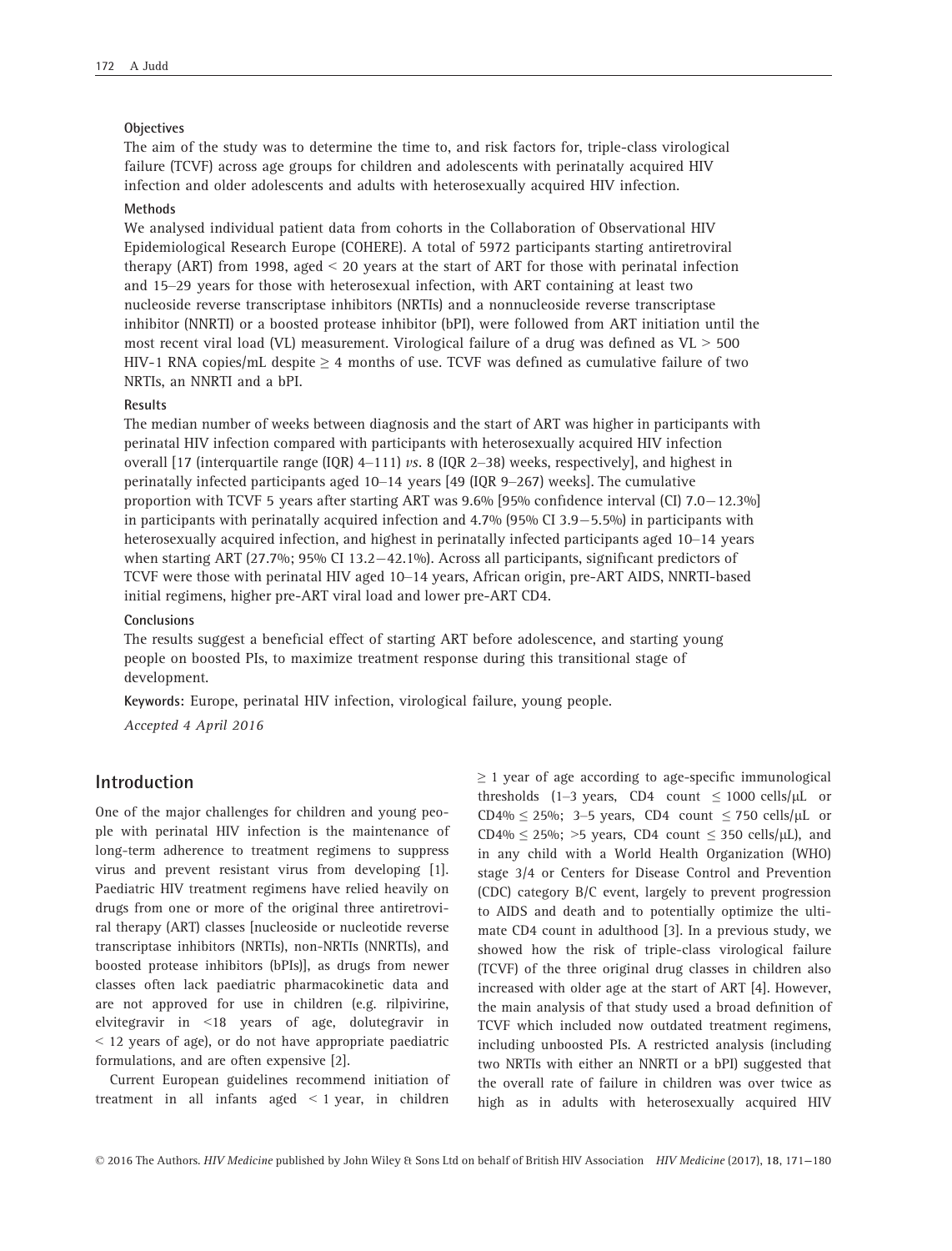**Objectives**

The aim of the study was to determine the time to, and risk factors for, triple-class virological failure (TCVF) across age groups for children and adolescents with perinatally acquired HIV infection and older adolescents and adults with heterosexually acquired HIV infection.

**Methods**

We analysed individual patient data from cohorts in the Collaboration of Observational HIV Epidemiological Research Europe (COHERE). A total of 5972 participants starting antiretroviral therapy (ART) from 1998, aged < 20 years at the start of ART for those with perinatal infection and 15–29 years for those with heterosexual infection, with ART containing at least two nucleoside reverse transcriptase inhibitors (NRTIs) and a nonnucleoside reverse transcriptase inhibitor (NNRTI) or a boosted protease inhibitor (bPI), were followed from ART initiation until the most recent viral load (VL) measurement. Virological failure of a drug was defined as VL > 500 HIV-1 RNA copies/mL despite ≥ 4 months of use. TCVF was defined as cumulative failure of two NRTIs, an NNRTI and a bPI.

**Results**

The median number of weeks between diagnosis and the start of ART was higher in participants with perinatal HIV infection compared with participants with heterosexually acquired HIV infection overall [17 (interquartile range (IQR) 4–111) *vs.* 8 (IQR 2–38) weeks, respectively], and highest in perinatally infected participants aged 10–14 years [49 (IQR 9–267) weeks]. The cumulative proportion with TCVF 5 years after starting ART was 9.6% [95% confidence interval (CI) 7.0−12.3%] in participants with perinatally acquired infection and 4.7% (95% CI 3.9−5.5%) in participants with heterosexually acquired infection, and highest in perinatally infected participants aged 10–14 years when starting ART (27.7%; 95% CI 13.2−42.1%). Across all participants, significant predictors of TCVF were those with perinatal HIV aged 10–14 years, African origin, pre-ART AIDS, NNRTI-based initial regimens, higher pre-ART viral load and lower pre-ART CD4.

**Conclusions**

The results suggest a beneficial effect of starting ART before adolescence, and starting young people on boosted PIs, to maximize treatment response during this transitional stage of development.

**Keywords:** Europe, perinatal HIV infection, virological failure, young people.

*Accepted 4 April 2016*

## Introduction

One of the major challenges for children and young people with perinatal HIV infection is the maintenance of long-term adherence to treatment regimens to suppress virus and prevent resistant virus from developing [1]. Paediatric HIV treatment regimens have relied heavily on drugs from one or more of the original three antiretroviral therapy (ART) classes [nucleoside or nucleotide reverse transcriptase inhibitors (NRTIs), non-NRTIs (NNRTIs), and boosted protease inhibitors (bPIs)], as drugs from newer classes often lack paediatric pharmacokinetic data and are not approved for use in children (e.g. rilpivirine, elvitegravir in <18 years of age, dolutegravir in < 12 years of age), or do not have appropriate paediatric formulations, and are often expensive [2].

Current European guidelines recommend initiation of treatment in all infants aged < 1 year, in children ≥ 1 year of age according to age-specific immunological thresholds (1–3 years, CD4 count ≤ 1000 cells/μL or CD4% ≤ 25%; 3–5 years, CD4 count ≤ 750 cells/μL or CD4% ≤ 25%; >5 years, CD4 count ≤ 350 cells/μL), and in any child with a World Health Organization (WHO) stage 3/4 or Centers for Disease Control and Prevention (CDC) category B/C event, largely to prevent progression to AIDS and death and to potentially optimize the ultimate CD4 count in adulthood [3]. In a previous study, we showed how the risk of triple-class virological failure (TCVF) of the three original drug classes in children also increased with older age at the start of ART [4]. However, the main analysis of that study used a broad definition of TCVF which included now outdated treatment regimens, including unboosted PIs. A restricted analysis (including two NRTIs with either an NNRTI or a bPI) suggested that the overall rate of failure in children was over twice as high as in adults with heterosexually acquired HIV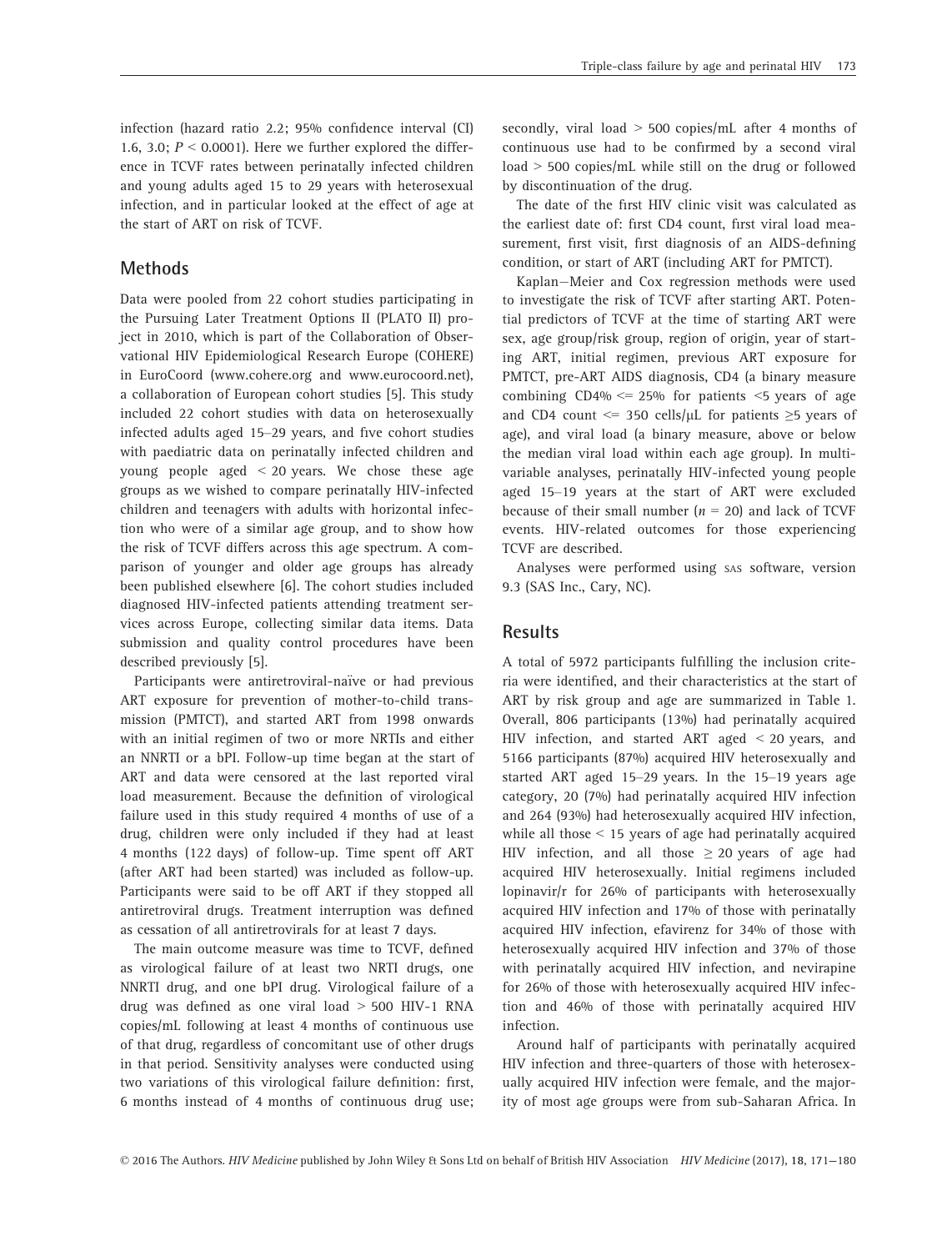infection (hazard ratio 2.2; 95% confidence interval (CI) 1.6, 3.0; $P < 0.0001$). Here we further explored the difference in TCVF rates between perinatally infected children and young adults aged 15 to 29 years with heterosexual infection, and in particular looked at the effect of age at the start of ART on risk of TCVF.

## Methods

Data were pooled from 22 cohort studies participating in the Pursuing Later Treatment Options II (PLATO II) project in 2010, which is part of the Collaboration of Observational HIV Epidemiological Research Europe (COHERE) in EuroCoord (www.cohere.org and www.eurocoord.net), a collaboration of European cohort studies [5]. This study included 22 cohort studies with data on heterosexually infected adults aged 15–29 years, and five cohort studies with paediatric data on perinatally infected children and young people aged < 20 years. We chose these age groups as we wished to compare perinatally HIV-infected children and teenagers with adults with horizontal infection who were of a similar age group, and to show how the risk of TCVF differs across this age spectrum. A comparison of younger and older age groups has already been published elsewhere [6]. The cohort studies included diagnosed HIV-infected patients attending treatment services across Europe, collecting similar data items. Data submission and quality control procedures have been described previously [5].

Participants were antiretroviral-naïve or had previous ART exposure for prevention of mother-to-child transmission (PMTCT), and started ART from 1998 onwards with an initial regimen of two or more NRTIs and either an NNRTI or a bPI. Follow-up time began at the start of ART and data were censored at the last reported viral load measurement. Because the definition of virological failure used in this study required 4 months of use of a drug, children were only included if they had at least 4 months (122 days) of follow-up. Time spent off ART (after ART had been started) was included as follow-up. Participants were said to be off ART if they stopped all antiretroviral drugs. Treatment interruption was defined as cessation of all antiretrovirals for at least 7 days.

The main outcome measure was time to TCVF, defined as virological failure of at least two NRTI drugs, one NNRTI drug, and one bPI drug. Virological failure of a drug was defined as one viral load > 500 HIV-1 RNA copies/mL following at least 4 months of continuous use of that drug, regardless of concomitant use of other drugs in that period. Sensitivity analyses were conducted using two variations of this virological failure definition: first, 6 months instead of 4 months of continuous drug use; secondly, viral load > 500 copies/mL after 4 months of continuous use had to be confirmed by a second viral load > 500 copies/mL while still on the drug or followed by discontinuation of the drug.

The date of the first HIV clinic visit was calculated as the earliest date of: first CD4 count, first viral load measurement, first visit, first diagnosis of an AIDS-defining condition, or start of ART (including ART for PMTCT).

Kaplan–Meier and Cox regression methods were used to investigate the risk of TCVF after starting ART. Potential predictors of TCVF at the time of starting ART were sex, age group/risk group, region of origin, year of starting ART, initial regimen, previous ART exposure for PMTCT, pre-ART AIDS diagnosis, CD4 (a binary measure combining CD4% <= 25% for patients <5 years of age and CD4 count <= 350 cells/μL for patients ≥5 years of age), and viral load (a binary measure, above or below the median viral load within each age group). In multivariable analyses, perinatally HIV-infected young people aged 15–19 years at the start of ART were excluded because of their small number ($n = 20$) and lack of TCVF events. HIV-related outcomes for those experiencing TCVF are described.

Analyses were performed using SAS software, version 9.3 (SAS Inc., Cary, NC).

## Results

A total of 5972 participants fulfilling the inclusion criteria were identified, and their characteristics at the start of ART by risk group and age are summarized in Table 1. Overall, 806 participants (13%) had perinatally acquired HIV infection, and started ART aged < 20 years, and 5166 participants (87%) acquired HIV heterosexually and started ART aged 15–29 years. In the 15–19 years age category, 20 (7%) had perinatally acquired HIV infection and 264 (93%) had heterosexually acquired HIV infection, while all those < 15 years of age had perinatally acquired HIV infection, and all those ≥ 20 years of age had acquired HIV heterosexually. Initial regimens included lopinavir/r for 26% of participants with heterosexually acquired HIV infection and 17% of those with perinatally acquired HIV infection, efavirenz for 34% of those with heterosexually acquired HIV infection and 37% of those with perinatally acquired HIV infection, and nevirapine for 26% of those with heterosexually acquired HIV infection and 46% of those with perinatally acquired HIV infection.

Around half of participants with perinatally acquired HIV infection and three-quarters of those with heterosexually acquired HIV infection were female, and the majority of most age groups were from sub-Saharan Africa. In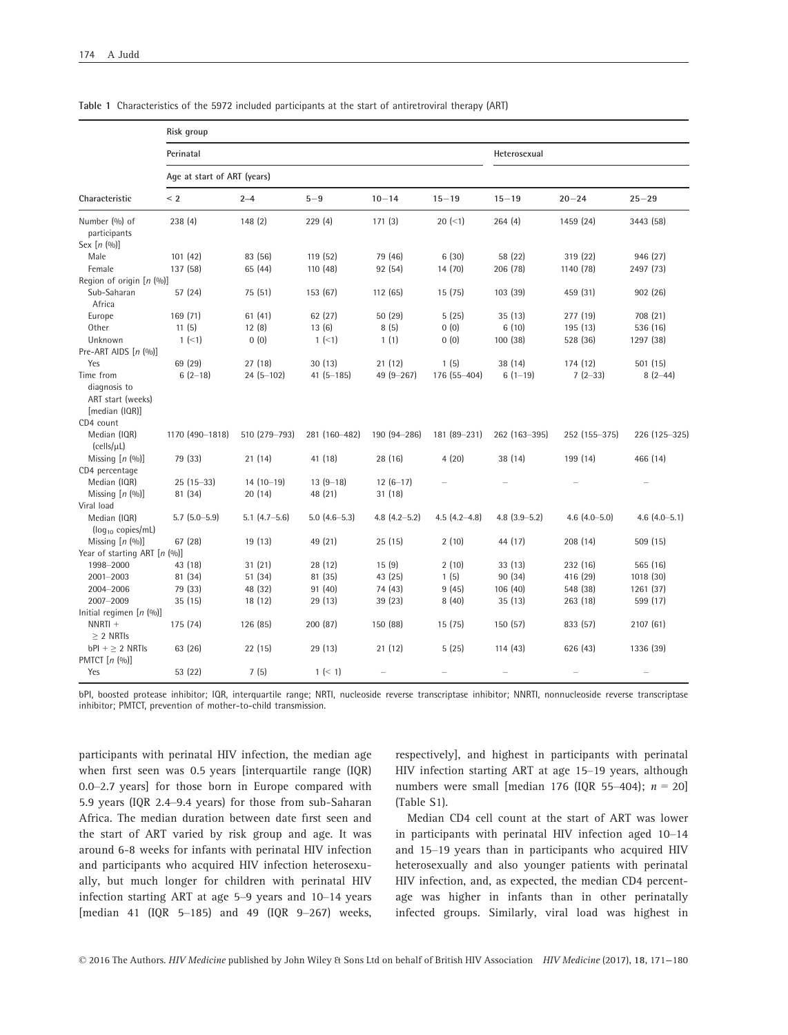**Table 1** Characteristics of the 5972 included participants at the start of antiretroviral therapy (ART)

| Characteristic | Risk group | | | | | | | |
|---|---|---|---|---|---|---|---|---|
| | Perinatal | | | | | Heterosexual | | |
| | Age at start of ART (years) | | | | | | | |
| | < 2 | 2–4 | 5–9 | 10–14 | 15–19 | 15–19 | 20–24 | 25–29 |
| Number (%) of participants | 238 (4) | 148 (2) | 229 (4) | 171 (3) | 20 (<1) | 264 (4) | 1459 (24) | 3443 (58) |
| Sex [n (%)] | | | | | | | | |
| Male | 101 (42) | 83 (56) | 119 (52) | 79 (46) | 6 (30) | 58 (22) | 319 (22) | 946 (27) |
| Female | 137 (58) | 65 (44) | 110 (48) | 92 (54) | 14 (70) | 206 (78) | 1140 (78) | 2497 (73) |
| Region of origin [n (%)] | | | | | | | | |
| Sub-Saharan Africa | 57 (24) | 75 (51) | 153 (67) | 112 (65) | 15 (75) | 103 (39) | 459 (31) | 902 (26) |
| Europe | 169 (71) | 61 (41) | 62 (27) | 50 (29) | 5 (25) | 35 (13) | 277 (19) | 708 (21) |
| Other | 11 (5) | 12 (8) | 13 (6) | 8 (5) | 0 (0) | 6 (10) | 195 (13) | 536 (16) |
| Unknown | 1 (<1) | 0 (0) | 1 (<1) | 1 (1) | 0 (0) | 100 (38) | 528 (36) | 1297 (38) |
| Pre-ART AIDS [n (%)] | | | | | | | | |
| Yes | 69 (29) | 27 (18) | 30 (13) | 21 (12) | 1 (5) | 38 (14) | 174 (12) | 501 (15) |
| Time from diagnosis to ART start (weeks) [median (IQR)] | 6 (2–18) | 24 (5–102) | 41 (5–185) | 49 (9–267) | 176 (55–404) | 6 (1–19) | 7 (2–33) | 8 (2–44) |
| CD4 count | | | | | | | | |
| Median (IQR) (cells/μL) | 1170 (490–1818) | 510 (279–793) | 281 (160–482) | 190 (94–286) | 181 (89–231) | 262 (163–395) | 252 (155–375) | 226 (125–325) |
| Missing [n (%)] | 79 (33) | 21 (14) | 41 (18) | 28 (16) | 4 (20) | 38 (14) | 199 (14) | 466 (14) |
| CD4 percentage | | | | | | | | |
| Median (IQR) | 25 (15–33) | 14 (10–19) | 13 (9–18) | 12 (6–17) | – | – | – | – |
| Missing [n (%)] | 81 (34) | 20 (14) | 48 (21) | 31 (18) | | | | |
| Viral load | | | | | | | | |
| Median (IQR) ($\log_{10}$ copies/mL) | 5.7 (5.0–5.9) | 5.1 (4.7–5.6) | 5.0 (4.6–5.3) | 4.8 (4.2–5.2) | 4.5 (4.2–4.8) | 4.8 (3.9–5.2) | 4.6 (4.0–5.0) | 4.6 (4.0–5.1) |
| Missing [n (%)] | 67 (28) | 19 (13) | 49 (21) | 25 (15) | 2 (10) | 44 (17) | 208 (14) | 509 (15) |
| Year of starting ART [n (%)] | | | | | | | | |
| 1998–2000 | 43 (18) | 31 (21) | 28 (12) | 15 (9) | 2 (10) | 33 (13) | 232 (16) | 565 (16) |
| 2001–2003 | 81 (34) | 51 (34) | 81 (35) | 43 (25) | 1 (5) | 90 (34) | 416 (29) | 1018 (30) |
| 2004–2006 | 79 (33) | 48 (32) | 91 (40) | 74 (43) | 9 (45) | 106 (40) | 548 (38) | 1261 (37) |
| 2007–2009 | 35 (15) | 18 (12) | 29 (13) | 39 (23) | 8 (40) | 35 (13) | 263 (18) | 599 (17) |
| Initial regimen [n (%)] | | | | | | | | |
| NNRTI + ≥ 2 NRTIs | 175 (74) | 126 (85) | 200 (87) | 150 (88) | 15 (75) | 150 (57) | 833 (57) | 2107 (61) |
| bPI + ≥ 2 NRTIs | 63 (26) | 22 (15) | 29 (13) | 21 (12) | 5 (25) | 114 (43) | 626 (43) | 1336 (39) |
| PMTCT [n (%)] | | | | | | | | |
| Yes | 53 (22) | 7 (5) | 1 (< 1) | – | – | – | – | – |

bPI, boosted protease inhibitor; IQR, interquartile range; NRTI, nucleoside reverse transcriptase inhibitor; NNRTI, nonnucleoside reverse transcriptase inhibitor; PMTCT, prevention of mother-to-child transmission.

participants with perinatal HIV infection, the median age when first seen was 0.5 years [interquartile range (IQR) 0.0–2.7 years] for those born in Europe compared with 5.9 years (IQR 2.4–9.4 years) for those from sub-Saharan Africa. The median duration between date first seen and the start of ART varied by risk group and age. It was around 6-8 weeks for infants with perinatal HIV infection and participants who acquired HIV infection heterosexually, but much longer for children with perinatal HIV infection starting ART at age 5–9 years and 10–14 years [median 41 (IQR 5–185) and 49 (IQR 9–267) weeks, respectively], and highest in participants with perinatal HIV infection starting ART at age 15–19 years, although numbers were small [median 176 (IQR 55–404); $n = 20$] (Table S1).

Median CD4 cell count at the start of ART was lower in participants with perinatal HIV infection aged 10–14 and 15–19 years than in participants who acquired HIV heterosexually and also younger patients with perinatal HIV infection, and, as expected, the median CD4 percentage was higher in infants than in other perinatally infected groups. Similarly, viral load was highest in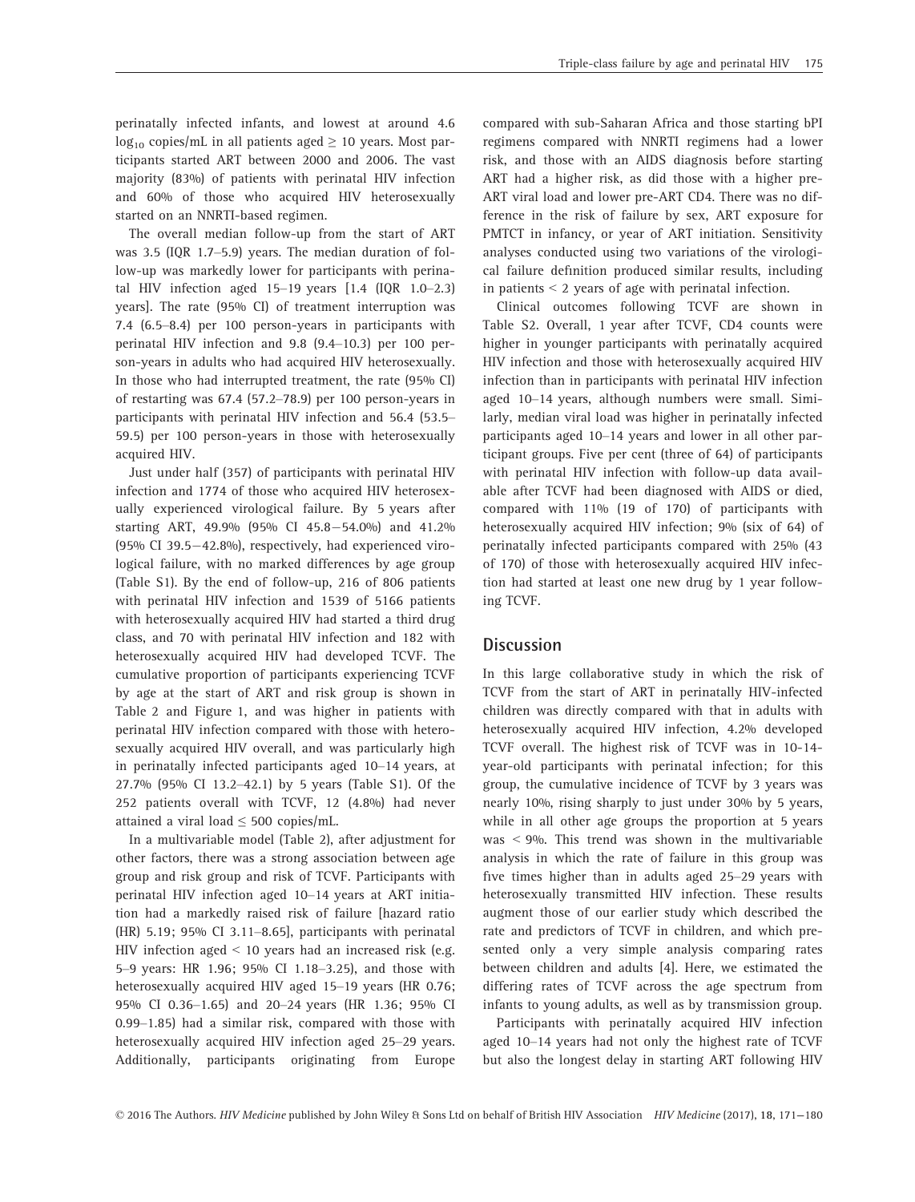perinatally infected infants, and lowest at around 4.6 $\log_{10}$ copies/mL in all patients aged $\geq$ 10 years. Most participants started ART between 2000 and 2006. The vast majority (83%) of patients with perinatal HIV infection and 60% of those who acquired HIV heterosexually started on an NNRTI-based regimen.

The overall median follow-up from the start of ART was 3.5 (IQR 1.7–5.9) years. The median duration of follow-up was markedly lower for participants with perinatal HIV infection aged 15–19 years [1.4 (IQR 1.0–2.3) years]. The rate (95% CI) of treatment interruption was 7.4 (6.5–8.4) per 100 person-years in participants with perinatal HIV infection and 9.8 (9.4–10.3) per 100 person-years in adults who had acquired HIV heterosexually. In those who had interrupted treatment, the rate (95% CI) of restarting was 67.4 (57.2–78.9) per 100 person-years in participants with perinatal HIV infection and 56.4 (53.5–59.5) per 100 person-years in those with heterosexually acquired HIV.

Just under half (357) of participants with perinatal HIV infection and 1774 of those who acquired HIV heterosexually experienced virological failure. By 5 years after starting ART, 49.9% (95% CI 45.8−54.0%) and 41.2% (95% CI 39.5−42.8%), respectively, had experienced virological failure, with no marked differences by age group (Table S1). By the end of follow-up, 216 of 806 patients with perinatal HIV infection and 1539 of 5166 patients with heterosexually acquired HIV had started a third drug class, and 70 with perinatal HIV infection and 182 with heterosexually acquired HIV had developed TCVF. The cumulative proportion of participants experiencing TCVF by age at the start of ART and risk group is shown in Table 2 and Figure 1, and was higher in patients with perinatal HIV infection compared with those with heterosexually acquired HIV overall, and was particularly high in perinatally infected participants aged 10–14 years, at 27.7% (95% CI 13.2–42.1) by 5 years (Table S1). Of the 252 patients overall with TCVF, 12 (4.8%) had never attained a viral load $\leq$ 500 copies/mL.

In a multivariable model (Table 2), after adjustment for other factors, there was a strong association between age group and risk group and risk of TCVF. Participants with perinatal HIV infection aged 10–14 years at ART initiation had a markedly raised risk of failure [hazard ratio (HR) 5.19; 95% CI 3.11–8.65], participants with perinatal HIV infection aged < 10 years had an increased risk (e.g. 5–9 years: HR 1.96; 95% CI 1.18–3.25), and those with heterosexually acquired HIV aged 15–19 years (HR 0.76; 95% CI 0.36–1.65) and 20–24 years (HR 1.36; 95% CI 0.99–1.85) had a similar risk, compared with those with heterosexually acquired HIV infection aged 25–29 years. Additionally, participants originating from Europe compared with sub-Saharan Africa and those starting bPI regimens compared with NNRTI regimens had a lower risk, and those with an AIDS diagnosis before starting ART had a higher risk, as did those with a higher pre-ART viral load and lower pre-ART CD4. There was no difference in the risk of failure by sex, ART exposure for PMTCT in infancy, or year of ART initiation. Sensitivity analyses conducted using two variations of the virological failure definition produced similar results, including in patients < 2 years of age with perinatal infection.

Clinical outcomes following TCVF are shown in Table S2. Overall, 1 year after TCVF, CD4 counts were higher in younger participants with perinatally acquired HIV infection and those with heterosexually acquired HIV infection than in participants with perinatal HIV infection aged 10–14 years, although numbers were small. Similarly, median viral load was higher in perinatally infected participants aged 10–14 years and lower in all other participant groups. Five per cent (three of 64) of participants with perinatal HIV infection with follow-up data available after TCVF had been diagnosed with AIDS or died, compared with 11% (19 of 170) of participants with heterosexually acquired HIV infection; 9% (six of 64) of perinatally infected participants compared with 25% (43 of 170) of those with heterosexually acquired HIV infection had started at least one new drug by 1 year following TCVF.

## Discussion

In this large collaborative study in which the risk of TCVF from the start of ART in perinatally HIV-infected children was directly compared with that in adults with heterosexually acquired HIV infection, 4.2% developed TCVF overall. The highest risk of TCVF was in 10-14-year-old participants with perinatal infection; for this group, the cumulative incidence of TCVF by 3 years was nearly 10%, rising sharply to just under 30% by 5 years, while in all other age groups the proportion at 5 years was < 9%. This trend was shown in the multivariable analysis in which the rate of failure in this group was five times higher than in adults aged 25–29 years with heterosexually transmitted HIV infection. These results augment those of our earlier study which described the rate and predictors of TCVF in children, and which presented only a very simple analysis comparing rates between children and adults [4]. Here, we estimated the differing rates of TCVF across the age spectrum from infants to young adults, as well as by transmission group.

Participants with perinatally acquired HIV infection aged 10–14 years had not only the highest rate of TCVF but also the longest delay in starting ART following HIV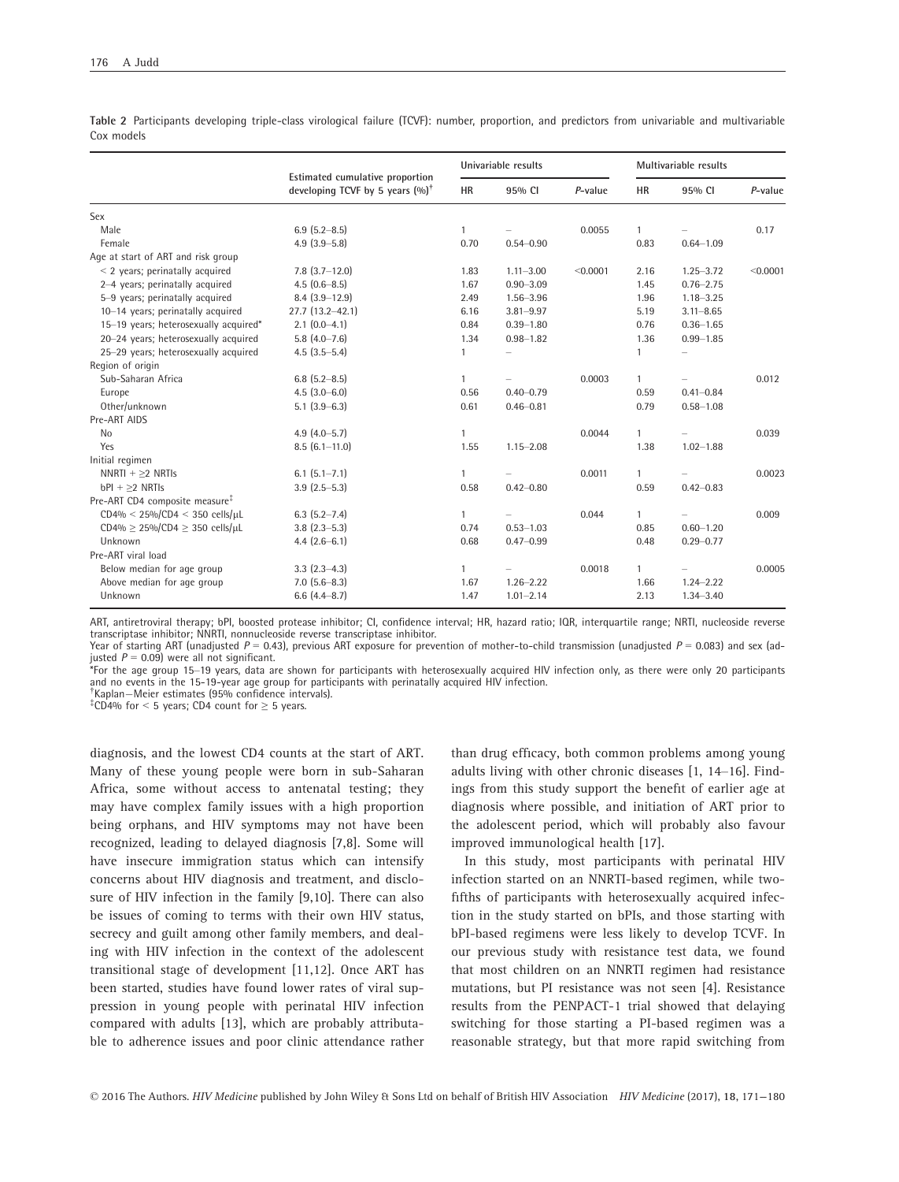**Table 2** Participants developing triple-class virological failure (TCVF): number, proportion, and predictors from univariable and multivariable Cox models

| | Estimated cumulative proportion developing TCVF by 5 years (%)[†] | Univariable results | | | Multivariable results | | |
|---|---|---|---|---|---|---|---|
| | | HR | 95% CI | *P*-value | HR | 95% CI | *P*-value |
| Sex | | | | | | | |
| Male | 6.9 (5.2–8.5) | 1 | – | 0.0055 | 1 | – | 0.17 |
| Female | 4.9 (3.9–5.8) | 0.70 | 0.54–0.90 | | 0.83 | 0.64–1.09 | |
| Age at start of ART and risk group | | | | | | | |
| < 2 years; perinatally acquired | 7.8 (3.7–12.0) | 1.83 | 1.11–3.00 | <0.0001 | 2.16 | 1.25–3.72 | <0.0001 |
| 2–4 years; perinatally acquired | 4.5 (0.6–8.5) | 1.67 | 0.90–3.09 | | 1.45 | 0.76–2.75 | |
| 5–9 years; perinatally acquired | 8.4 (3.9–12.9) | 2.49 | 1.56–3.96 | | 1.96 | 1.18–3.25 | |
| 10–14 years; perinatally acquired | 27.7 (13.2–42.1) | 6.16 | 3.81–9.97 | | 5.19 | 3.11–8.65 | |
| 15–19 years; heterosexually acquired* | 2.1 (0.0–4.1) | 0.84 | 0.39–1.80 | | 0.76 | 0.36–1.65 | |
| 20–24 years; heterosexually acquired | 5.8 (4.0–7.6) | 1.34 | 0.98–1.82 | | 1.36 | 0.99–1.85 | |
| 25–29 years; heterosexually acquired | 4.5 (3.5–5.4) | 1 | – | | 1 | – | |
| Region of origin | | | | | | | |
| Sub-Saharan Africa | 6.8 (5.2–8.5) | 1 | – | 0.0003 | 1 | – | 0.012 |
| Europe | 4.5 (3.0–6.0) | 0.56 | 0.40–0.79 | | 0.59 | 0.41–0.84 | |
| Other/unknown | 5.1 (3.9–6.3) | 0.61 | 0.46–0.81 | | 0.79 | 0.58–1.08 | |
| Pre-ART AIDS | | | | | | | |
| No | 4.9 (4.0–5.7) | 1 | | 0.0044 | 1 | – | 0.039 |
| Yes | 8.5 (6.1–11.0) | 1.55 | 1.15–2.08 | | 1.38 | 1.02–1.88 | |
| Initial regimen | | | | | | | |
| NNRTI + ≥2 NRTIs | 6.1 (5.1–7.1) | 1 | – | 0.0011 | 1 | – | 0.0023 |
| bPI + ≥2 NRTIs | 3.9 (2.5–5.3) | 0.58 | 0.42–0.80 | | 0.59 | 0.42–0.83 | |
| Pre-ART CD4 composite measure[‡] | | | | | | | |
| CD4% < 25%/CD4 < 350 cells/μL | 6.3 (5.2–7.4) | 1 | – | 0.044 | 1 | – | 0.009 |
| CD4% ≥ 25%/CD4 ≥ 350 cells/μL | 3.8 (2.3–5.3) | 0.74 | 0.53–1.03 | | 0.85 | 0.60–1.20 | |
| Unknown | 4.4 (2.6–6.1) | 0.68 | 0.47–0.99 | | 0.48 | 0.29–0.77 | |
| Pre-ART viral load | | | | | | | |
| Below median for age group | 3.3 (2.3–4.3) | 1 | – | 0.0018 | 1 | – | 0.0005 |
| Above median for age group | 7.0 (5.6–8.3) | 1.67 | 1.26–2.22 | | 1.66 | 1.24–2.22 | |
| Unknown | 6.6 (4.4–8.7) | 1.47 | 1.01–2.14 | | 2.13 | 1.34–3.40 | |

ART, antiretroviral therapy; bPI, boosted protease inhibitor; CI, confidence interval; HR, hazard ratio; IQR, interquartile range; NRTI, nucleoside reverse transcriptase inhibitor; NNRTI, nonnucleoside reverse transcriptase inhibitor.
Year of starting ART (unadjusted $P = 0.43$), previous ART exposure for prevention of mother-to-child transmission (unadjusted $P = 0.083$) and sex (adjusted $P = 0.09$) were all not significant.
*For the age group 15–19 years, data are shown for participants with heterosexually acquired HIV infection only, as there were only 20 participants and no events in the 15-19-year age group for participants with perinatally acquired HIV infection.
[†]Kaplan–Meier estimates (95% confidence intervals).
[‡]CD4% for < 5 years; CD4 count for ≥ 5 years.

diagnosis, and the lowest CD4 counts at the start of ART. Many of these young people were born in sub-Saharan Africa, some without access to antenatal testing; they may have complex family issues with a high proportion being orphans, and HIV symptoms may not have been recognized, leading to delayed diagnosis [7,8]. Some will have insecure immigration status which can intensify concerns about HIV diagnosis and treatment, and disclosure of HIV infection in the family [9,10]. There can also be issues of coming to terms with their own HIV status, secrecy and guilt among other family members, and dealing with HIV infection in the context of the adolescent transitional stage of development [11,12]. Once ART has been started, studies have found lower rates of viral suppression in young people with perinatal HIV infection compared with adults [13], which are probably attributable to adherence issues and poor clinic attendance rather than drug efficacy, both common problems among young adults living with other chronic diseases [1, 14–16]. Findings from this study support the benefit of earlier age at diagnosis where possible, and initiation of ART prior to the adolescent period, which will probably also favour improved immunological health [17].

In this study, most participants with perinatal HIV infection started on an NNRTI-based regimen, while two-fifths of participants with heterosexually acquired infection in the study started on bPIs, and those starting with bPI-based regimens were less likely to develop TCVF. In our previous study with resistance test data, we found that most children on an NNRTI regimen had resistance mutations, but PI resistance was not seen [4]. Resistance results from the PENPACT-1 trial showed that delaying switching for those starting a PI-based regimen was a reasonable strategy, but that more rapid switching from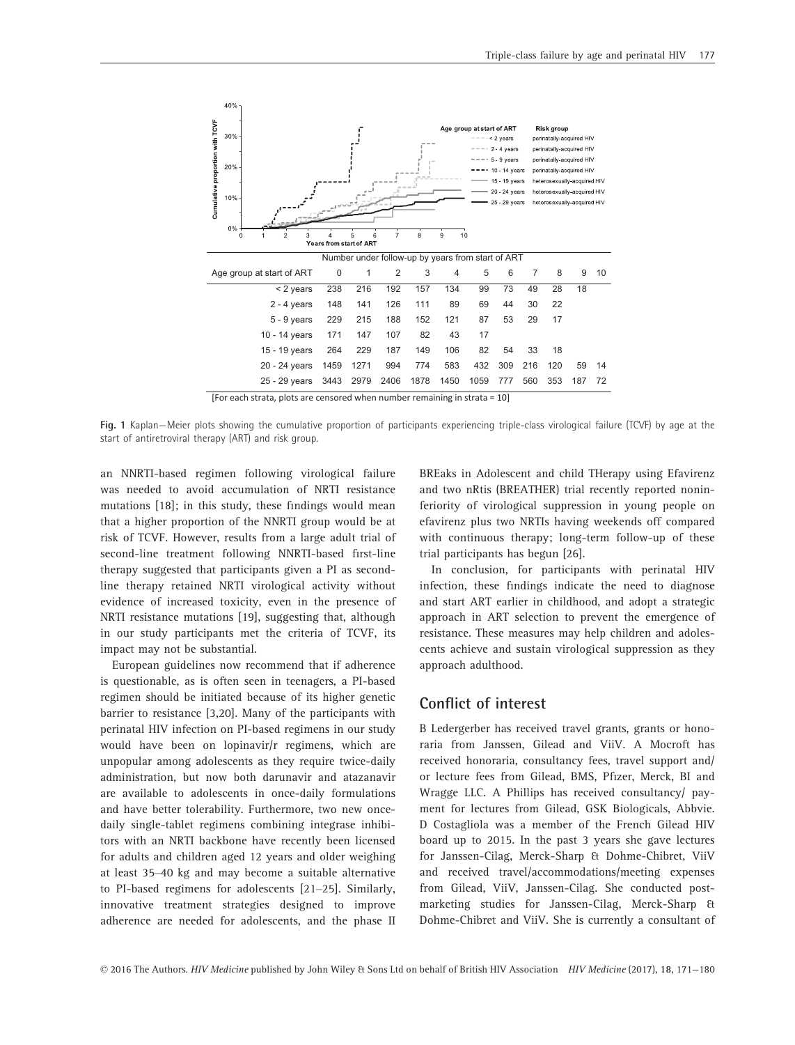| Age group at start of ART | 0 | 1 | 2 | 3 | 4 | 5 | 6 | 7 | 8 | 9 | 10 |
|---|---|---|---|---|---|---|---|---|---|---|---|
| | Number under follow-up by years from start of ART | | | | | | | | | | |
| < 2 years | 238 | 216 | 192 | 157 | 134 | 99 | 73 | 49 | 28 | 18 | |
| 2 - 4 years | 148 | 141 | 126 | 111 | 89 | 69 | 44 | 30 | 22 | | |
| 5 - 9 years | 229 | 215 | 188 | 152 | 121 | 87 | 53 | 29 | 17 | | |
| 10 - 14 years | 171 | 147 | 107 | 82 | 43 | 17 | | | | | |
| 15 - 19 years | 264 | 229 | 187 | 149 | 106 | 82 | 54 | 33 | 18 | | |
| 20 - 24 years | 1459 | 1271 | 994 | 774 | 583 | 432 | 309 | 216 | 120 | 59 | 14 |
| 25 - 29 years | 3443 | 2979 | 2406 | 1878 | 1450 | 1059 | 777 | 560 | 353 | 187 | 72 |

[For each strata, plots are censored when number remaining in strata = 10]

**Fig. 1** Kaplan–Meier plots showing the cumulative proportion of participants experiencing triple-class virological failure (TCVF) by age at the start of antiretroviral therapy (ART) and risk group.

an NNRTI-based regimen following virological failure was needed to avoid accumulation of NRTI resistance mutations [18]; in this study, these findings would mean that a higher proportion of the NNRTI group would be at risk of TCVF. However, results from a large adult trial of second-line treatment following NNRTI-based first-line therapy suggested that participants given a PI as second-line therapy retained NRTI virological activity without evidence of increased toxicity, even in the presence of NRTI resistance mutations [19], suggesting that, although in our study participants met the criteria of TCVF, its impact may not be substantial.

European guidelines now recommend that if adherence is questionable, as is often seen in teenagers, a PI-based regimen should be initiated because of its higher genetic barrier to resistance [3,20]. Many of the participants with perinatal HIV infection on PI-based regimens in our study would have been on lopinavir/r regimens, which are unpopular among adolescents as they require twice-daily administration, but now both darunavir and atazanavir are available to adolescents in once-daily formulations and have better tolerability. Furthermore, two new once-daily single-tablet regimens combining integrase inhibitors with an NRTI backbone have recently been licensed for adults and children aged 12 years and older weighing at least 35–40 kg and may become a suitable alternative to PI-based regimens for adolescents [21–25]. Similarly, innovative treatment strategies designed to improve adherence are needed for adolescents, and the phase II BREaks in Adolescent and child THerapy using Efavirenz and two nRtis (BREATHER) trial recently reported noninferiority of virological suppression in young people on efavirenz plus two NRTIs having weekends off compared with continuous therapy; long-term follow-up of these trial participants has begun [26].

In conclusion, for participants with perinatal HIV infection, these findings indicate the need to diagnose and start ART earlier in childhood, and adopt a strategic approach in ART selection to prevent the emergence of resistance. These measures may help children and adolescents achieve and sustain virological suppression as they approach adulthood.

## Conflict of interest

B Ledergerber has received travel grants, grants or honoraria from Janssen, Gilead and ViiV. A Mocroft has received honoraria, consultancy fees, travel support and/or lecture fees from Gilead, BMS, Pfizer, Merck, BI and Wragge LLC. A Phillips has received consultancy/ payment for lectures from Gilead, GSK Biologicals, Abbvie. D Costagliola was a member of the French Gilead HIV board up to 2015. In the past 3 years she gave lectures for Janssen-Cilag, Merck-Sharp & Dohme-Chibret, ViiV and received travel/accommodations/meeting expenses from Gilead, ViiV, Janssen-Cilag. She conducted post-marketing studies for Janssen-Cilag, Merck-Sharp & Dohme-Chibret and ViiV. She is currently a consultant of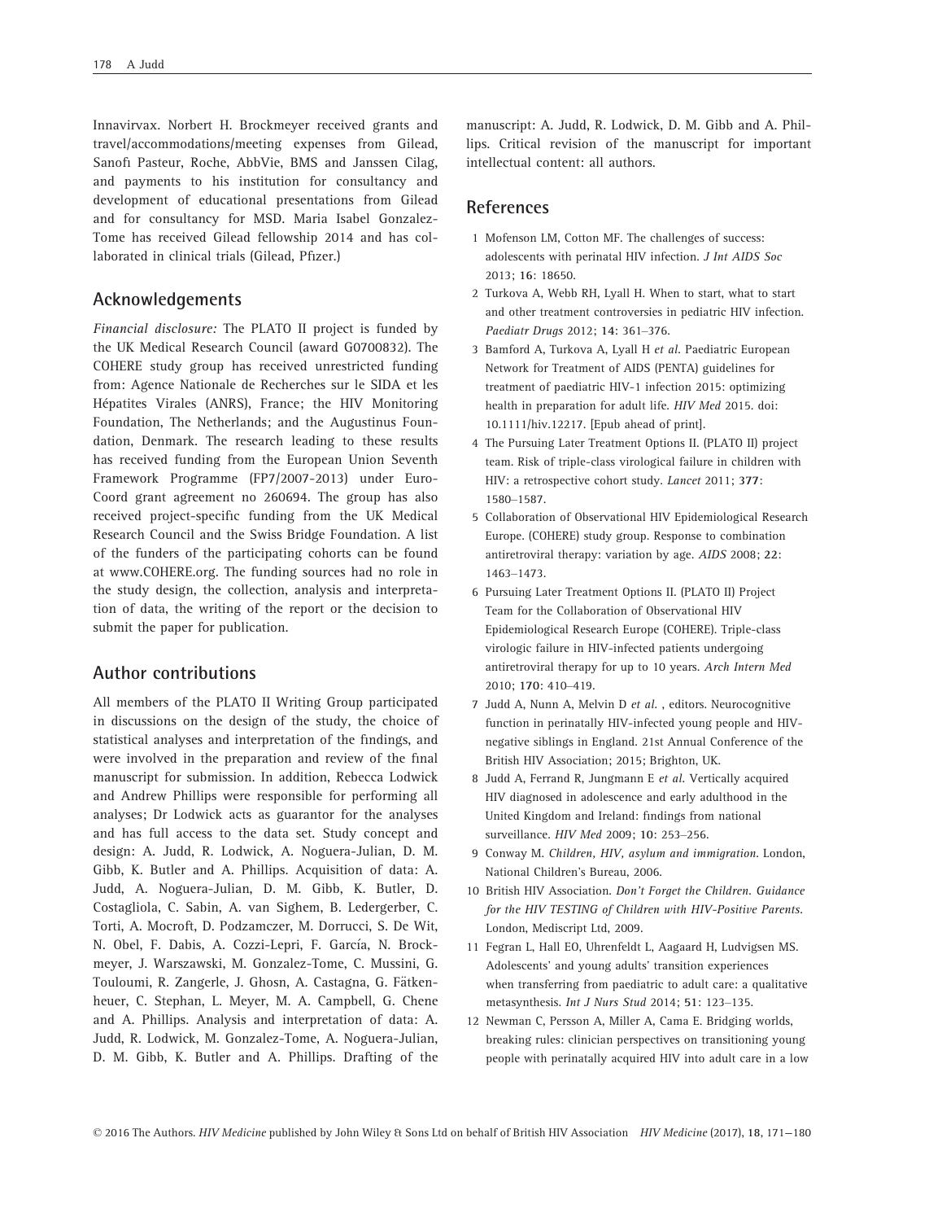Innavirvax. Norbert H. Brockmeyer received grants and travel/accommodations/meeting expenses from Gilead, Sanofi Pasteur, Roche, AbbVie, BMS and Janssen Cilag, and payments to his institution for consultancy and development of educational presentations from Gilead and for consultancy for MSD. Maria Isabel Gonzalez-Tome has received Gilead fellowship 2014 and has collaborated in clinical trials (Gilead, Pfizer.)

## Acknowledgements

*Financial disclosure:* The PLATO II project is funded by the UK Medical Research Council (award G0700832). The COHERE study group has received unrestricted funding from: Agence Nationale de Recherches sur le SIDA et les Hépatites Virales (ANRS), France; the HIV Monitoring Foundation, The Netherlands; and the Augustinus Foundation, Denmark. The research leading to these results has received funding from the European Union Seventh Framework Programme (FP7/2007-2013) under EuroCoord grant agreement no 260694. The group has also received project-specific funding from the UK Medical Research Council and the Swiss Bridge Foundation. A list of the funders of the participating cohorts can be found at www.COHERE.org. The funding sources had no role in the study design, the collection, analysis and interpretation of data, the writing of the report or the decision to submit the paper for publication.

## Author contributions

All members of the PLATO II Writing Group participated in discussions on the design of the study, the choice of statistical analyses and interpretation of the findings, and were involved in the preparation and review of the final manuscript for submission. In addition, Rebecca Lodwick and Andrew Phillips were responsible for performing all analyses; Dr Lodwick acts as guarantor for the analyses and has full access to the data set. Study concept and design: A. Judd, R. Lodwick, A. Noguera-Julian, D. M. Gibb, K. Butler and A. Phillips. Acquisition of data: A. Judd, A. Noguera-Julian, D. M. Gibb, K. Butler, D. Costagliola, C. Sabin, A. van Sighem, B. Ledergerber, C. Torti, A. Mocroft, D. Podzamczer, M. Dorrucci, S. De Wit, N. Obel, F. Dabis, A. Cozzi-Lepri, F. García, N. Brockmeyer, J. Warszawski, M. Gonzalez-Tome, C. Mussini, G. Touloumi, R. Zangerle, J. Ghosn, A. Castagna, G. Fätkenheuer, C. Stephan, L. Meyer, M. A. Campbell, G. Chene and A. Phillips. Analysis and interpretation of data: A. Judd, R. Lodwick, M. Gonzalez-Tome, A. Noguera-Julian, D. M. Gibb, K. Butler and A. Phillips. Drafting of the manuscript: A. Judd, R. Lodwick, D. M. Gibb and A. Phillips. Critical revision of the manuscript for important intellectual content: all authors.

## References

1. Mofenson LM, Cotton MF. The challenges of success: adolescents with perinatal HIV infection. *J Int AIDS Soc* 2013; **16**: 18650.
2. Turkova A, Webb RH, Lyall H. When to start, what to start and other treatment controversies in pediatric HIV infection. *Paediatr Drugs* 2012; **14**: 361–376.
3. Bamford A, Turkova A, Lyall H *et al*. Paediatric European Network for Treatment of AIDS (PENTA) guidelines for treatment of paediatric HIV-1 infection 2015: optimizing health in preparation for adult life. *HIV Med* 2015. doi: 10.1111/hiv.12217. [Epub ahead of print].
4. The Pursuing Later Treatment Options II. (PLATO II) project team. Risk of triple-class virological failure in children with HIV: a retrospective cohort study. *Lancet* 2011; **377**: 1580–1587.
5. Collaboration of Observational HIV Epidemiological Research Europe. (COHERE) study group. Response to combination antiretroviral therapy: variation by age. *AIDS* 2008; **22**: 1463–1473.
6. Pursuing Later Treatment Options II. (PLATO II) Project Team for the Collaboration of Observational HIV Epidemiological Research Europe (COHERE). Triple-class virologic failure in HIV-infected patients undergoing antiretroviral therapy for up to 10 years. *Arch Intern Med* 2010; **170**: 410–419.
7. Judd A, Nunn A, Melvin D *et al*. , editors. Neurocognitive function in perinatally HIV-infected young people and HIV-negative siblings in England. 21st Annual Conference of the British HIV Association; 2015; Brighton, UK.
8. Judd A, Ferrand R, Jungmann E *et al*. Vertically acquired HIV diagnosed in adolescence and early adulthood in the United Kingdom and Ireland: findings from national surveillance. *HIV Med* 2009; **10**: 253–256.
9. Conway M. *Children, HIV, asylum and immigration*. London, National Children's Bureau, 2006.
10. British HIV Association. *Don't Forget the Children. Guidance for the HIV TESTING of Children with HIV-Positive Parents*. London, Mediscript Ltd, 2009.
11. Fegran L, Hall EO, Uhrenfeldt L, Aagaard H, Ludvigsen MS. Adolescents' and young adults' transition experiences when transferring from paediatric to adult care: a qualitative metasynthesis. *Int J Nurs Stud* 2014; **51**: 123–135.
12. Newman C, Persson A, Miller A, Cama E. Bridging worlds, breaking rules: clinician perspectives on transitioning young people with perinatally acquired HIV into adult care in a low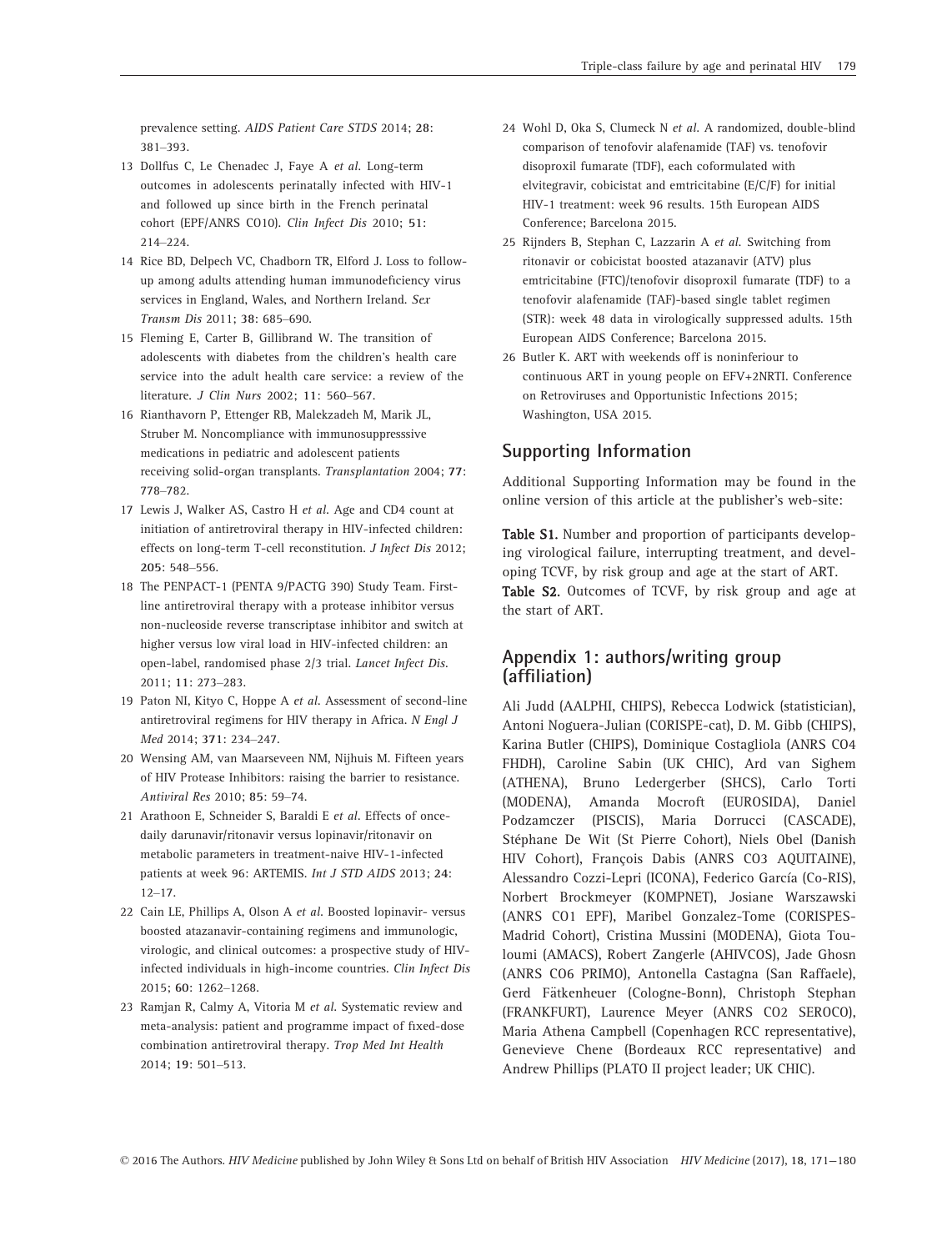prevalence setting. *AIDS Patient Care STDS* 2014; **28**: 381–393.

13 Dollfus C, Le Chenadec J, Faye A *et al*. Long-term outcomes in adolescents perinatally infected with HIV-1 and followed up since birth in the French perinatal cohort (EPF/ANRS CO10). *Clin Infect Dis* 2010; **51**: 214–224.

14 Rice BD, Delpech VC, Chadborn TR, Elford J. Loss to follow-up among adults attending human immunodeficiency virus services in England, Wales, and Northern Ireland. *Sex Transm Dis* 2011; **38**: 685–690.

15 Fleming E, Carter B, Gillibrand W. The transition of adolescents with diabetes from the children's health care service into the adult health care service: a review of the literature. *J Clin Nurs* 2002; **11**: 560–567.

16 Rianthavorn P, Ettenger RB, Malekzadeh M, Marik JL, Struber M. Noncompliance with immunosuppresssive medications in pediatric and adolescent patients receiving solid-organ transplants. *Transplantation* 2004; **77**: 778–782.

17 Lewis J, Walker AS, Castro H *et al*. Age and CD4 count at initiation of antiretroviral therapy in HIV-infected children: effects on long-term T-cell reconstitution. *J Infect Dis* 2012; **205**: 548–556.

18 The PENPACT-1 (PENTA 9/PACTG 390) Study Team. First-line antiretroviral therapy with a protease inhibitor versus non-nucleoside reverse transcriptase inhibitor and switch at higher versus low viral load in HIV-infected children: an open-label, randomised phase 2/3 trial. *Lancet Infect Dis*. 2011; **11**: 273–283.

19 Paton NI, Kityo C, Hoppe A *et al*. Assessment of second-line antiretroviral regimens for HIV therapy in Africa. *N Engl J Med* 2014; **371**: 234–247.

20 Wensing AM, van Maarseveen NM, Nijhuis M. Fifteen years of HIV Protease Inhibitors: raising the barrier to resistance. *Antiviral Res* 2010; **85**: 59–74.

21 Arathoon E, Schneider S, Baraldi E *et al*. Effects of once-daily darunavir/ritonavir versus lopinavir/ritonavir on metabolic parameters in treatment-naive HIV-1-infected patients at week 96: ARTEMIS. *Int J STD AIDS* 2013; **24**: 12–17.

22 Cain LE, Phillips A, Olson A *et al*. Boosted lopinavir- versus boosted atazanavir-containing regimens and immunologic, virologic, and clinical outcomes: a prospective study of HIV-infected individuals in high-income countries. *Clin Infect Dis* 2015; **60**: 1262–1268.

23 Ramjan R, Calmy A, Vitoria M *et al*. Systematic review and meta-analysis: patient and programme impact of fixed-dose combination antiretroviral therapy. *Trop Med Int Health* 2014; **19**: 501–513.

24 Wohl D, Oka S, Clumeck N *et al*. A randomized, double-blind comparison of tenofovir alafenamide (TAF) vs. tenofovir disoproxil fumarate (TDF), each coformulated with elvitegravir, cobicistat and emtricitabine (E/C/F) for initial HIV-1 treatment: week 96 results. 15th European AIDS Conference; Barcelona 2015.

25 Rijnders B, Stephan C, Lazzarin A *et al*. Switching from ritonavir or cobicistat boosted atazanavir (ATV) plus emtricitabine (FTC)/tenofovir disoproxil fumarate (TDF) to a tenofovir alafenamide (TAF)-based single tablet regimen (STR): week 48 data in virologically suppressed adults. 15th European AIDS Conference; Barcelona 2015.

26 Butler K. ART with weekends off is noninferiour to continuous ART in young people on EFV+2NRTI. Conference on Retroviruses and Opportunistic Infections 2015; Washington, USA 2015.

## Supporting Information

Additional Supporting Information may be found in the online version of this article at the publisher's web-site:

**Table S1.** Number and proportion of participants developing virological failure, interrupting treatment, and developing TCVF, by risk group and age at the start of ART.
**Table S2.** Outcomes of TCVF, by risk group and age at the start of ART.

## Appendix 1: authors/writing group (affiliation)

Ali Judd (AALPHI, CHIPS), Rebecca Lodwick (statistician), Antoni Noguera-Julian (CORISPE-cat), D. M. Gibb (CHIPS), Karina Butler (CHIPS), Dominique Costagliola (ANRS CO4 FHDH), Caroline Sabin (UK CHIC), Ard van Sighem (ATHENA), Bruno Ledergerber (SHCS), Carlo Torti (MODENA), Amanda Mocroft (EUROSIDA), Daniel Podzamczer (PISCIS), Maria Dorrucci (CASCADE), Stéphane De Wit (St Pierre Cohort), Niels Obel (Danish HIV Cohort), François Dabis (ANRS CO3 AQUITAINE), Alessandro Cozzi-Lepri (ICONA), Federico García (Co-RIS), Norbert Brockmeyer (KOMPNET), Josiane Warszawski (ANRS CO1 EPF), Maribel Gonzalez-Tome (CORISPES-Madrid Cohort), Cristina Mussini (MODENA), Giota Touloumi (AMACS), Robert Zangerle (AHIVCOS), Jade Ghosn (ANRS CO6 PRIMO), Antonella Castagna (San Raffaele), Gerd Fätkenheuer (Cologne-Bonn), Christoph Stephan (FRANKFURT), Laurence Meyer (ANRS CO2 SEROCO), Maria Athena Campbell (Copenhagen RCC representative), Genevieve Chene (Bordeaux RCC representative) and Andrew Phillips (PLATO II project leader; UK CHIC).

© 2016 The Authors. *HIV Medicine* published by John Wiley & Sons Ltd on behalf of British HIV Association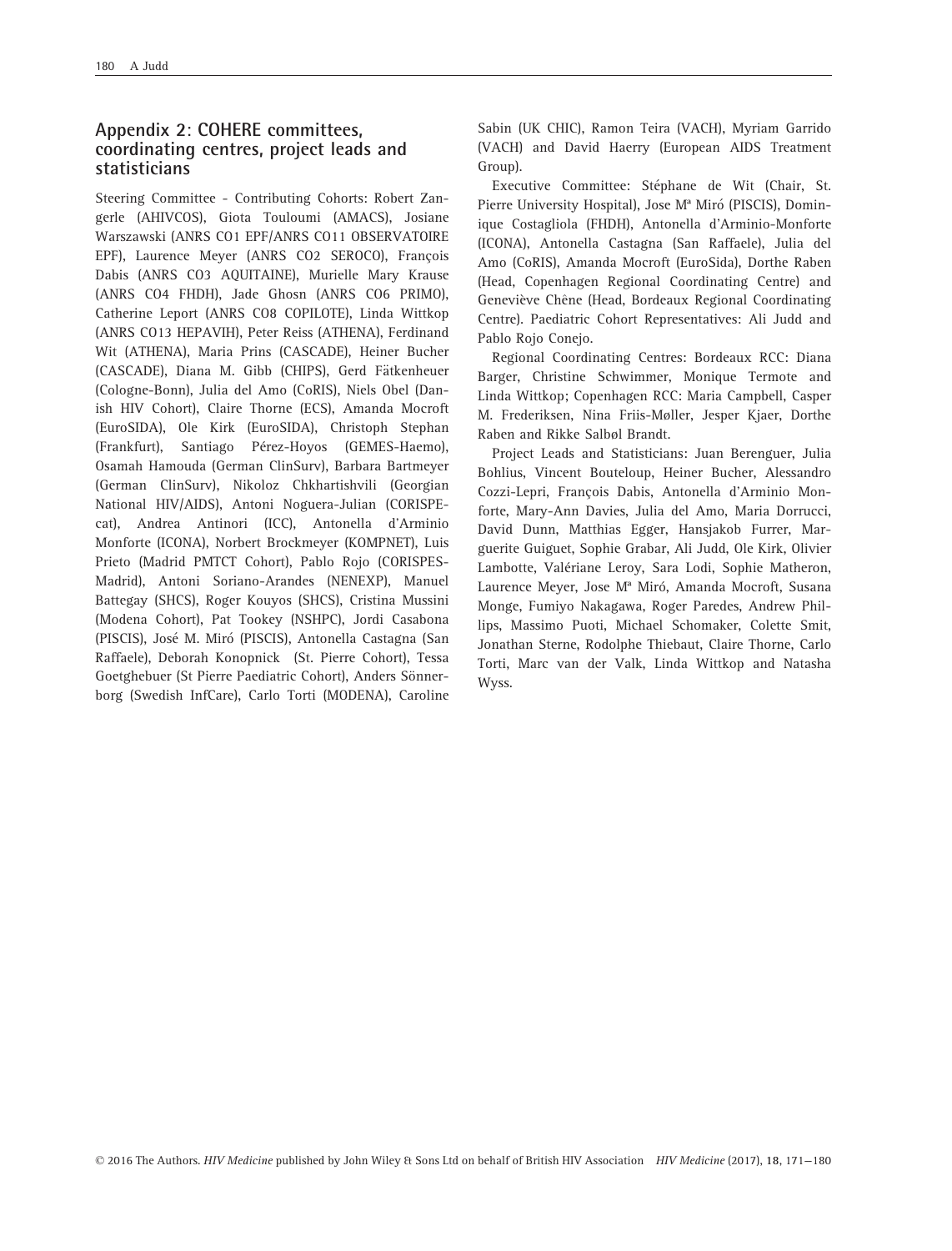## Appendix 2: COHERE committees, coordinating centres, project leads and statisticians

Steering Committee - Contributing Cohorts: Robert Zangerle (AHIVCOS), Giota Touloumi (AMACS), Josiane Warszawski (ANRS CO1 EPF/ANRS CO11 OBSERVATOIRE EPF), Laurence Meyer (ANRS CO2 SEROCO), François Dabis (ANRS CO3 AQUITAINE), Murielle Mary Krause (ANRS CO4 FHDH), Jade Ghosn (ANRS CO6 PRIMO), Catherine Leport (ANRS CO8 COPILOTE), Linda Wittkop (ANRS CO13 HEPAVIH), Peter Reiss (ATHENA), Ferdinand Wit (ATHENA), Maria Prins (CASCADE), Heiner Bucher (CASCADE), Diana M. Gibb (CHIPS), Gerd Fätkenheuer (Cologne-Bonn), Julia del Amo (CoRIS), Niels Obel (Danish HIV Cohort), Claire Thorne (ECS), Amanda Mocroft (EuroSIDA), Ole Kirk (EuroSIDA), Christoph Stephan (Frankfurt), Santiago Pérez-Hoyos (GEMES-Haemo), Osamah Hamouda (German ClinSurv), Barbara Bartmeyer (German ClinSurv), Nikoloz Chkhartishvili (Georgian National HIV/AIDS), Antoni Noguera-Julian (CORISPE-cat), Andrea Antinori (ICC), Antonella d'Arminio Monforte (ICONA), Norbert Brockmeyer (KOMPNET), Luis Prieto (Madrid PMTCT Cohort), Pablo Rojo (CORISPES-Madrid), Antoni Soriano-Arandes (NENEXP), Manuel Battegay (SHCS), Roger Kouyos (SHCS), Cristina Mussini (Modena Cohort), Pat Tookey (NSHPC), Jordi Casabona (PISCIS), José M. Miró (PISCIS), Antonella Castagna (San Raffaele), Deborah Konopnick (St. Pierre Cohort), Tessa Goetghebuer (St Pierre Paediatric Cohort), Anders Sönnerborg (Swedish InfCare), Carlo Torti (MODENA), Caroline Sabin (UK CHIC), Ramon Teira (VACH), Myriam Garrido (VACH) and David Haerry (European AIDS Treatment Group).

Executive Committee: Stéphane de Wit (Chair, St. Pierre University Hospital), Jose Mª Miró (PISCIS), Dominique Costagliola (FHDH), Antonella d'Arminio-Monforte (ICONA), Antonella Castagna (San Raffaele), Julia del Amo (CoRIS), Amanda Mocroft (EuroSida), Dorthe Raben (Head, Copenhagen Regional Coordinating Centre) and Geneviève Chêne (Head, Bordeaux Regional Coordinating Centre). Paediatric Cohort Representatives: Ali Judd and Pablo Rojo Conejo.

Regional Coordinating Centres: Bordeaux RCC: Diana Barger, Christine Schwimmer, Monique Termote and Linda Wittkop; Copenhagen RCC: Maria Campbell, Casper M. Frederiksen, Nina Friis-Møller, Jesper Kjaer, Dorthe Raben and Rikke Salbøl Brandt.

Project Leads and Statisticians: Juan Berenguer, Julia Bohlius, Vincent Bouteloup, Heiner Bucher, Alessandro Cozzi-Lepri, François Dabis, Antonella d'Arminio Monforte, Mary-Ann Davies, Julia del Amo, Maria Dorrucci, David Dunn, Matthias Egger, Hansjakob Furrer, Marguerite Guiguet, Sophie Grabar, Ali Judd, Ole Kirk, Olivier Lambotte, Valériane Leroy, Sara Lodi, Sophie Matheron, Laurence Meyer, Jose Mª Miró, Amanda Mocroft, Susana Monge, Fumiyo Nakagawa, Roger Paredes, Andrew Phillips, Massimo Puoti, Michael Schomaker, Colette Smit, Jonathan Sterne, Rodolphe Thiebaut, Claire Thorne, Carlo Torti, Marc van der Valk, Linda Wittkop and Natasha Wyss.